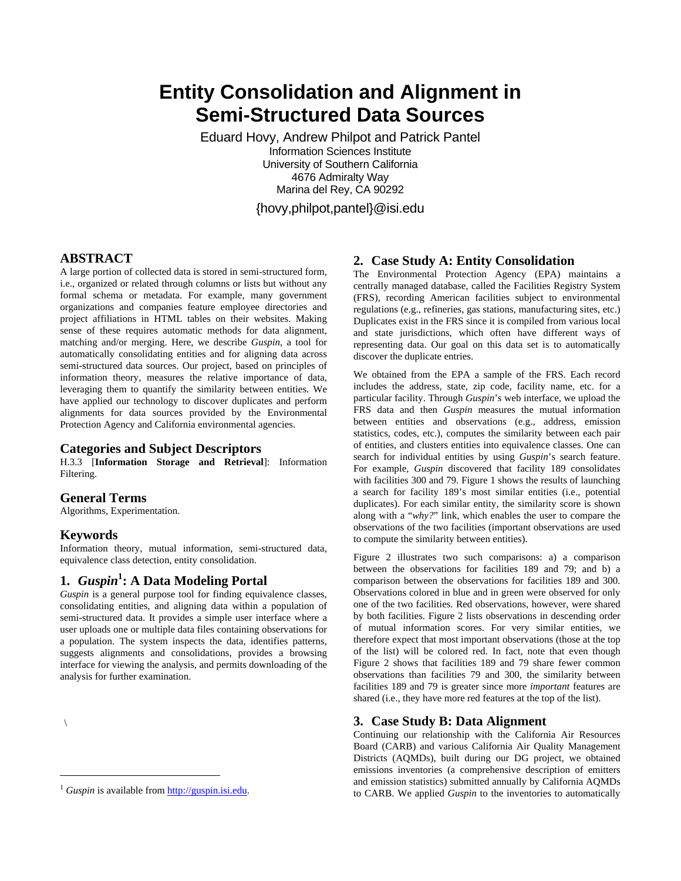# Entity Consolidation and Alignment in Semi-Structured Data Sources

Eduard Hovy, Andrew Philpot and Patrick Pantel

Information Sciences Institute
University of Southern California
4676 Admiralty Way
Marina del Rey, CA 90292

{hovy,philpot,pantel}@isi.edu

## ABSTRACT

A large portion of collected data is stored in semi-structured form, i.e., organized or related through columns or lists but without any formal schema or metadata. For example, many government organizations and companies feature employee directories and project affiliations in HTML tables on their websites. Making sense of these requires automatic methods for data alignment, matching and/or merging. Here, we describe *Guspin*, a tool for automatically consolidating entities and for aligning data across semi-structured data sources. Our project, based on principles of information theory, measures the relative importance of data, leveraging them to quantify the similarity between entities. We have applied our technology to discover duplicates and perform alignments for data sources provided by the Environmental Protection Agency and California environmental agencies.

### Categories and Subject Descriptors

H.3.3 [**Information Storage and Retrieval**]: Information Filtering.

### General Terms

Algorithms, Experimentation.

### Keywords

Information theory, mutual information, semi-structured data, equivalence class detection, entity consolidation.

## 1. *Guspin*[1]: A Data Modeling Portal

*Guspin* is a general purpose tool for finding equivalence classes, consolidating entities, and aligning data within a population of semi-structured data. It provides a simple user interface where a user uploads one or multiple data files containing observations for a population. The system inspects the data, identifies patterns, suggests alignments and consolidations, provides a browsing interface for viewing the analysis, and permits downloading of the analysis for further examination.

\

[1] *Guspin* is available from http://guspin.isi.edu.

## 2. Case Study A: Entity Consolidation

The Environmental Protection Agency (EPA) maintains a centrally managed database, called the Facilities Registry System (FRS), recording American facilities subject to environmental regulations (e.g., refineries, gas stations, manufacturing sites, etc.) Duplicates exist in the FRS since it is compiled from various local and state jurisdictions, which often have different ways of representing data. Our goal on this data set is to automatically discover the duplicate entries.

We obtained from the EPA a sample of the FRS. Each record includes the address, state, zip code, facility name, etc. for a particular facility. Through *Guspin*'s web interface, we upload the FRS data and then *Guspin* measures the mutual information between entities and observations (e.g., address, emission statistics, codes, etc.), computes the similarity between each pair of entities, and clusters entities into equivalence classes. One can search for individual entities by using *Guspin*'s search feature. For example, *Guspin* discovered that facility 189 consolidates with facilities 300 and 79. Figure 1 shows the results of launching a search for facility 189's most similar entities (i.e., potential duplicates). For each similar entity, the similarity score is shown along with a "*why?*" link, which enables the user to compare the observations of the two facilities (important observations are used to compute the similarity between entities).

Figure 2 illustrates two such comparisons: a) a comparison between the observations for facilities 189 and 79; and b) a comparison between the observations for facilities 189 and 300. Observations colored in blue and in green were observed for only one of the two facilities. Red observations, however, were shared by both facilities. Figure 2 lists observations in descending order of mutual information scores. For very similar entities, we therefore expect that most important observations (those at the top of the list) will be colored red. In fact, note that even though Figure 2 shows that facilities 189 and 79 share fewer common observations than facilities 79 and 300, the similarity between facilities 189 and 79 is greater since more *important* features are shared (i.e., they have more red features at the top of the list).

## 3. Case Study B: Data Alignment

Continuing our relationship with the California Air Resources Board (CARB) and various California Air Quality Management Districts (AQMDs), built during our DG project, we obtained emissions inventories (a comprehensive description of emitters and emission statistics) submitted annually by California AQMDs to CARB. We applied *Guspin* to the inventories to automatically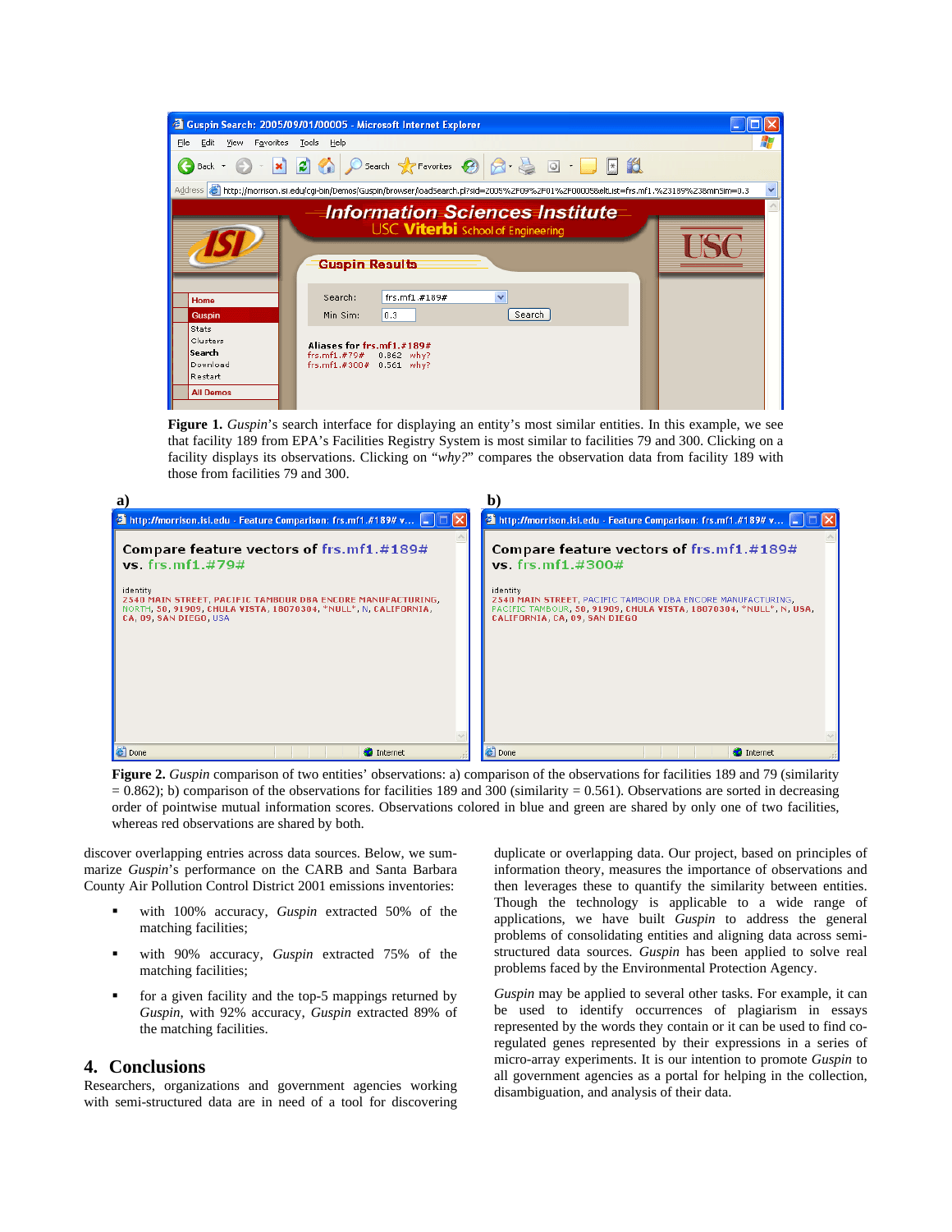**Figure 1.** *Guspin*'s search interface for displaying an entity's most similar entities. In this example, we see that facility 189 from EPA's Facilities Registry System is most similar to facilities 79 and 300. Clicking on a facility displays its observations. Clicking on "*why?*" compares the observation data from facility 189 with those from facilities 79 and 300.

**Figure 2.** *Guspin* comparison of two entities' observations: a) comparison of the observations for facilities 189 and 79 (similarity = 0.862); b) comparison of the observations for facilities 189 and 300 (similarity = 0.561). Observations are sorted in decreasing order of pointwise mutual information scores. Observations colored in blue and green are shared by only one of two facilities, whereas red observations are shared by both.

discover overlapping entries across data sources. Below, we summarize *Guspin*'s performance on the CARB and Santa Barbara County Air Pollution Control District 2001 emissions inventories:

- with 100% accuracy, *Guspin* extracted 50% of the matching facilities;
- with 90% accuracy, *Guspin* extracted 75% of the matching facilities;
- for a given facility and the top-5 mappings returned by *Guspin*, with 92% accuracy, *Guspin* extracted 89% of the matching facilities.

## 4. Conclusions

Researchers, organizations and government agencies working with semi-structured data are in need of a tool for discovering duplicate or overlapping data. Our project, based on principles of information theory, measures the importance of observations and then leverages these to quantify the similarity between entities. Though the technology is applicable to a wide range of applications, we have built *Guspin* to address the general problems of consolidating entities and aligning data across semi-structured data sources. *Guspin* has been applied to solve real problems faced by the Environmental Protection Agency.

*Guspin* may be applied to several other tasks. For example, it can be used to identify occurrences of plagiarism in essays represented by the words they contain or it can be used to find co-regulated genes represented by their expressions in a series of micro-array experiments. It is our intention to promote *Guspin* to all government agencies as a portal for helping in the collection, disambiguation, and analysis of their data.